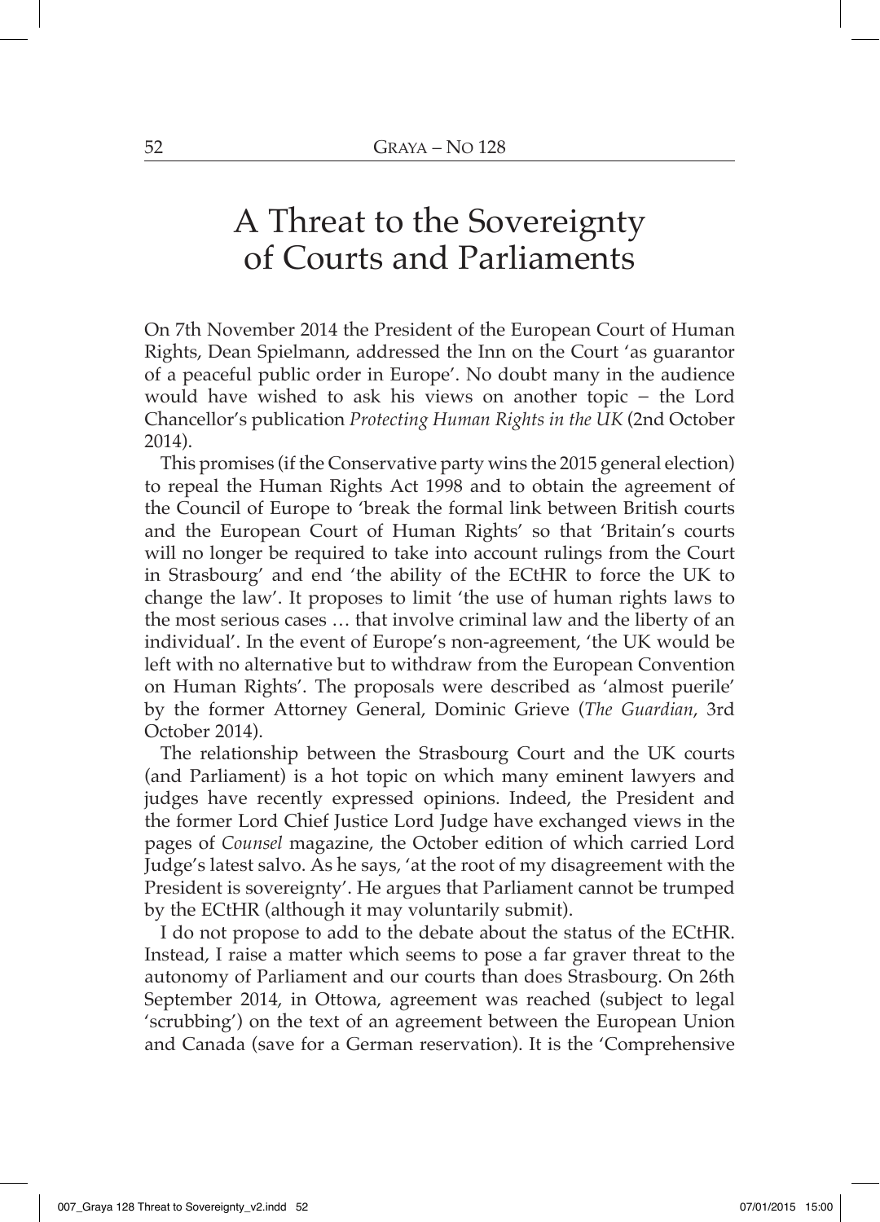# A Threat to the Sovereignty of Courts and Parliaments

On 7th November 2014 the President of the European Court of Human Rights, Dean Spielmann, addressed the Inn on the Court 'as guarantor of a peaceful public order in Europe'. No doubt many in the audience would have wished to ask his views on another topic − the Lord Chancellor's publication *Protecting Human Rights in the UK* (2nd October 2014).

This promises (if the Conservative party wins the 2015 general election) to repeal the Human Rights Act 1998 and to obtain the agreement of the Council of Europe to 'break the formal link between British courts and the European Court of Human Rights' so that 'Britain's courts will no longer be required to take into account rulings from the Court in Strasbourg' and end 'the ability of the ECtHR to force the UK to change the law'. It proposes to limit 'the use of human rights laws to the most serious cases … that involve criminal law and the liberty of an individual'. In the event of Europe's non-agreement, 'the UK would be left with no alternative but to withdraw from the European Convention on Human Rights'. The proposals were described as 'almost puerile' by the former Attorney General, Dominic Grieve (*The Guardian*, 3rd October 2014).

The relationship between the Strasbourg Court and the UK courts (and Parliament) is a hot topic on which many eminent lawyers and judges have recently expressed opinions. Indeed, the President and the former Lord Chief Justice Lord Judge have exchanged views in the pages of *Counsel* magazine, the October edition of which carried Lord Judge's latest salvo. As he says, 'at the root of my disagreement with the President is sovereignty'. He argues that Parliament cannot be trumped by the ECtHR (although it may voluntarily submit).

I do not propose to add to the debate about the status of the ECtHR. Instead, I raise a matter which seems to pose a far graver threat to the autonomy of Parliament and our courts than does Strasbourg. On 26th September 2014, in Ottowa, agreement was reached (subject to legal 'scrubbing') on the text of an agreement between the European Union and Canada (save for a German reservation). It is the 'Comprehensive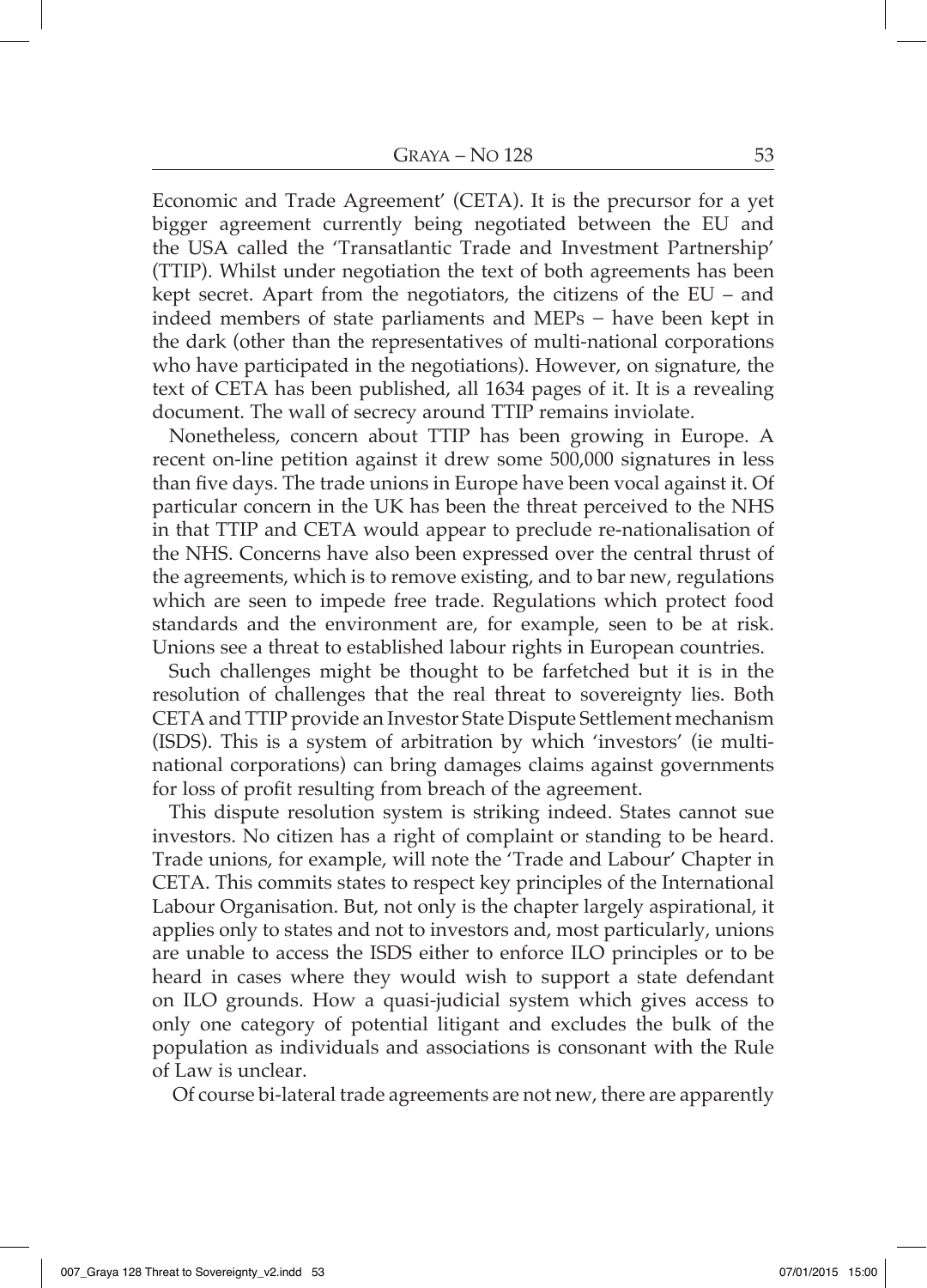Economic and Trade Agreement' (CETA). It is the precursor for a yet bigger agreement currently being negotiated between the EU and the USA called the 'Transatlantic Trade and Investment Partnership' (TTIP). Whilst under negotiation the text of both agreements has been kept secret. Apart from the negotiators, the citizens of the EU – and indeed members of state parliaments and MEPs – have been kept in the dark (other than the representatives of multi-national corporations who have participated in the negotiations). However, on signature, the text of CETA has been published, all 1634 pages of it. It is a revealing document. The wall of secrecy around TTIP remains inviolate.

Nonetheless, concern about TTIP has been growing in Europe. A recent on-line petition against it drew some 500,000 signatures in less than five days. The trade unions in Europe have been vocal against it. Of particular concern in the UK has been the threat perceived to the NHS in that TTIP and CETA would appear to preclude re-nationalisation of the NHS. Concerns have also been expressed over the central thrust of the agreements, which is to remove existing, and to bar new, regulations which are seen to impede free trade. Regulations which protect food standards and the environment are, for example, seen to be at risk. Unions see a threat to established labour rights in European countries.

Such challenges might be thought to be farfetched but it is in the resolution of challenges that the real threat to sovereignty lies. Both CETA and TTIP provide an Investor State Dispute Settlement mechanism (ISDS). This is a system of arbitration by which 'investors' (ie multi-national corporations) can bring damages claims against governments for loss of profit resulting from breach of the agreement.

This dispute resolution system is striking indeed. States cannot sue investors. No citizen has a right of complaint or standing to be heard. Trade unions, for example, will note the 'Trade and Labour' Chapter in CETA. This commits states to respect key principles of the International Labour Organisation. But, not only is the chapter largely aspirational, it applies only to states and not to investors and, most particularly, unions are unable to access the ISDS either to enforce ILO principles or to be heard in cases where they would wish to support a state defendant on ILO grounds. How a quasi-judicial system which gives access to only one category of potential litigant and excludes the bulk of the population as individuals and associations is consonant with the Rule of Law is unclear.

Of course bi-lateral trade agreements are not new, there are apparently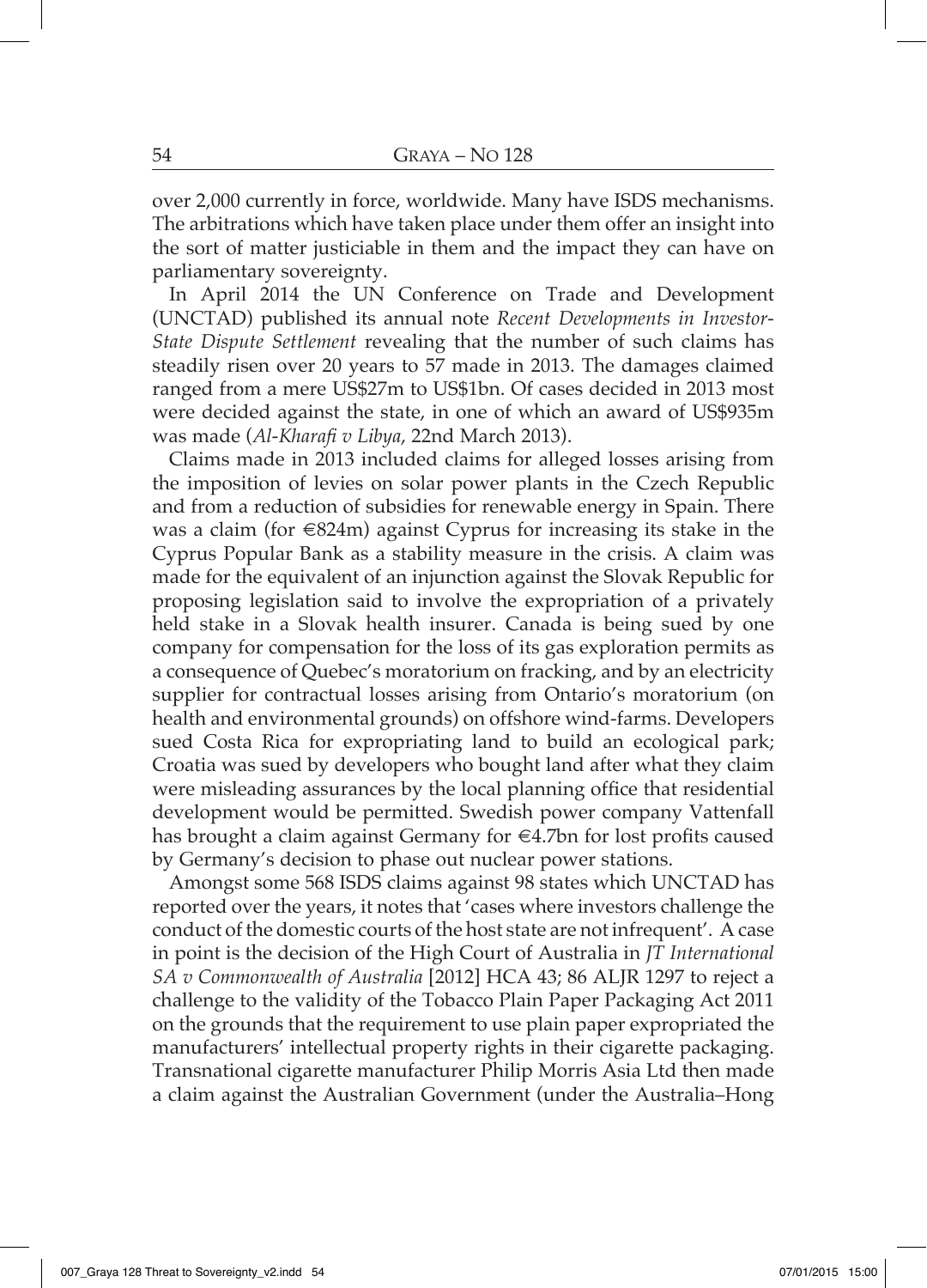over 2,000 currently in force, worldwide. Many have ISDS mechanisms. The arbitrations which have taken place under them offer an insight into the sort of matter justiciable in them and the impact they can have on parliamentary sovereignty.

In April 2014 the UN Conference on Trade and Development (UNCTAD) published its annual note *Recent Developments in Investor-State Dispute Settlement* revealing that the number of such claims has steadily risen over 20 years to 57 made in 2013. The damages claimed ranged from a mere US$27m to US$1bn. Of cases decided in 2013 most were decided against the state, in one of which an award of US$935m was made (*Al-Kharafi v Libya*, 22nd March 2013).

Claims made in 2013 included claims for alleged losses arising from the imposition of levies on solar power plants in the Czech Republic and from a reduction of subsidies for renewable energy in Spain. There was a claim (for €824m) against Cyprus for increasing its stake in the Cyprus Popular Bank as a stability measure in the crisis. A claim was made for the equivalent of an injunction against the Slovak Republic for proposing legislation said to involve the expropriation of a privately held stake in a Slovak health insurer. Canada is being sued by one company for compensation for the loss of its gas exploration permits as a consequence of Quebec's moratorium on fracking, and by an electricity supplier for contractual losses arising from Ontario's moratorium (on health and environmental grounds) on offshore wind-farms. Developers sued Costa Rica for expropriating land to build an ecological park; Croatia was sued by developers who bought land after what they claim were misleading assurances by the local planning office that residential development would be permitted. Swedish power company Vattenfall has brought a claim against Germany for €4.7bn for lost profits caused by Germany's decision to phase out nuclear power stations.

Amongst some 568 ISDS claims against 98 states which UNCTAD has reported over the years, it notes that 'cases where investors challenge the conduct of the domestic courts of the host state are not infrequent'. A case in point is the decision of the High Court of Australia in *JT International SA v Commonwealth of Australia* [2012] HCA 43; 86 ALJR 1297 to reject a challenge to the validity of the Tobacco Plain Paper Packaging Act 2011 on the grounds that the requirement to use plain paper expropriated the manufacturers' intellectual property rights in their cigarette packaging. Transnational cigarette manufacturer Philip Morris Asia Ltd then made a claim against the Australian Government (under the Australia–Hong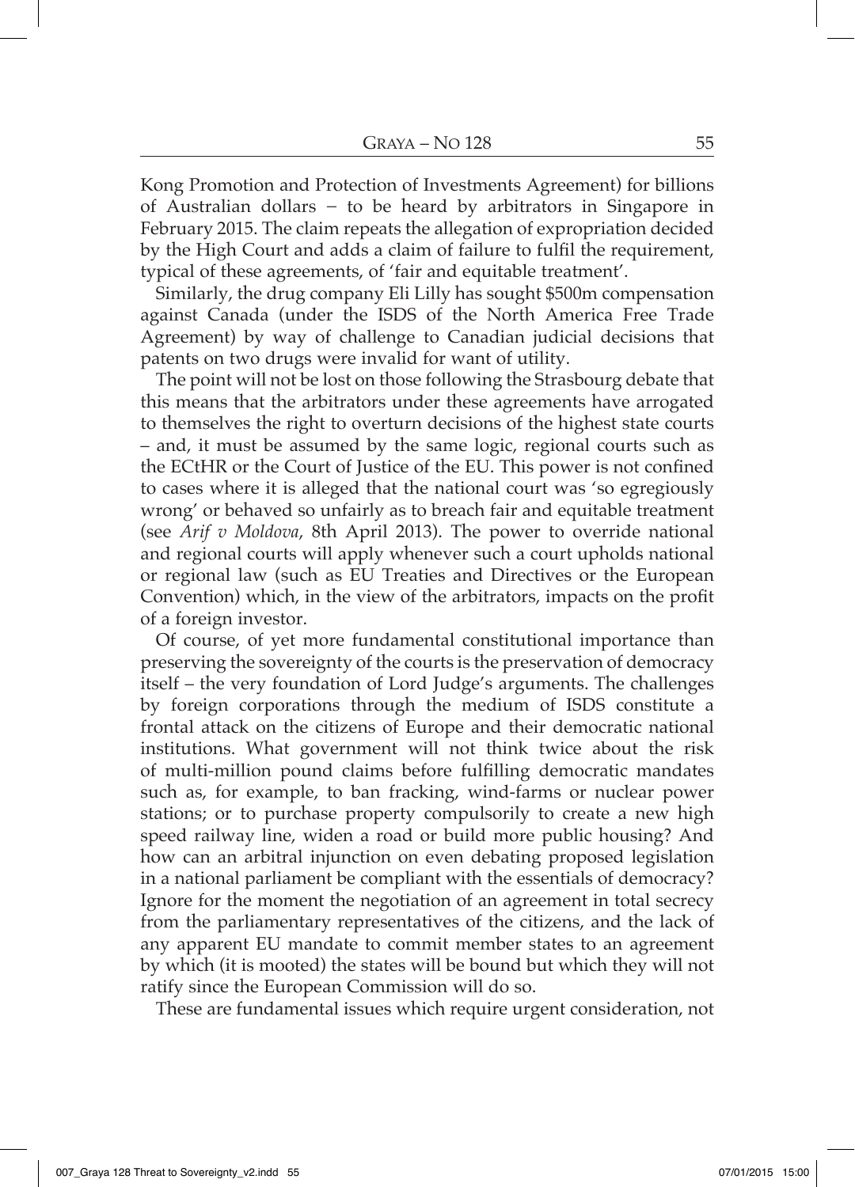Kong Promotion and Protection of Investments Agreement) for billions of Australian dollars – to be heard by arbitrators in Singapore in February 2015. The claim repeats the allegation of expropriation decided by the High Court and adds a claim of failure to fulfil the requirement, typical of these agreements, of 'fair and equitable treatment'.

Similarly, the drug company Eli Lilly has sought $500m compensation against Canada (under the ISDS of the North America Free Trade Agreement) by way of challenge to Canadian judicial decisions that patents on two drugs were invalid for want of utility.

The point will not be lost on those following the Strasbourg debate that this means that the arbitrators under these agreements have arrogated to themselves the right to overturn decisions of the highest state courts – and, it must be assumed by the same logic, regional courts such as the ECtHR or the Court of Justice of the EU. This power is not confined to cases where it is alleged that the national court was 'so egregiously wrong' or behaved so unfairly as to breach fair and equitable treatment (see *Arif v Moldova*, 8th April 2013). The power to override national and regional courts will apply whenever such a court upholds national or regional law (such as EU Treaties and Directives or the European Convention) which, in the view of the arbitrators, impacts on the profit of a foreign investor.

Of course, of yet more fundamental constitutional importance than preserving the sovereignty of the courts is the preservation of democracy itself – the very foundation of Lord Judge's arguments. The challenges by foreign corporations through the medium of ISDS constitute a frontal attack on the citizens of Europe and their democratic national institutions. What government will not think twice about the risk of multi-million pound claims before fulfilling democratic mandates such as, for example, to ban fracking, wind-farms or nuclear power stations; or to purchase property compulsorily to create a new high speed railway line, widen a road or build more public housing? And how can an arbitral injunction on even debating proposed legislation in a national parliament be compliant with the essentials of democracy? Ignore for the moment the negotiation of an agreement in total secrecy from the parliamentary representatives of the citizens, and the lack of any apparent EU mandate to commit member states to an agreement by which (it is mooted) the states will be bound but which they will not ratify since the European Commission will do so.

These are fundamental issues which require urgent consideration, not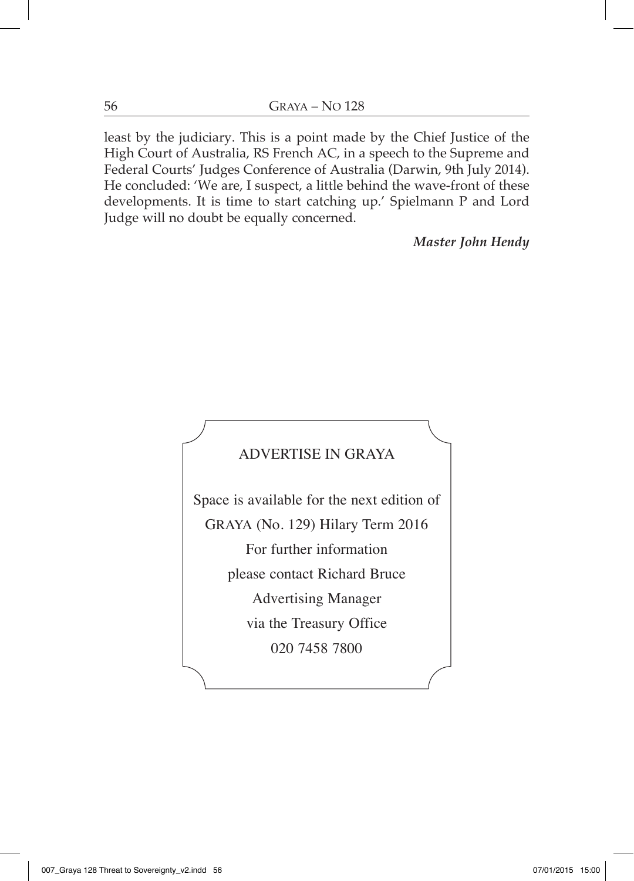least by the judiciary. This is a point made by the Chief Justice of the High Court of Australia, RS French AC, in a speech to the Supreme and Federal Courts' Judges Conference of Australia (Darwin, 9th July 2014). He concluded: 'We are, I suspect, a little behind the wave-front of these developments. It is time to start catching up.' Spielmann P and Lord Judge will no doubt be equally concerned.

***Master John Hendy***

ADVERTISE IN GRAYA

Space is available for the next edition of

GRAYA (No. 129) Hilary Term 2016

For further information

please contact Richard Bruce

Advertising Manager

via the Treasury Office

020 7458 7800